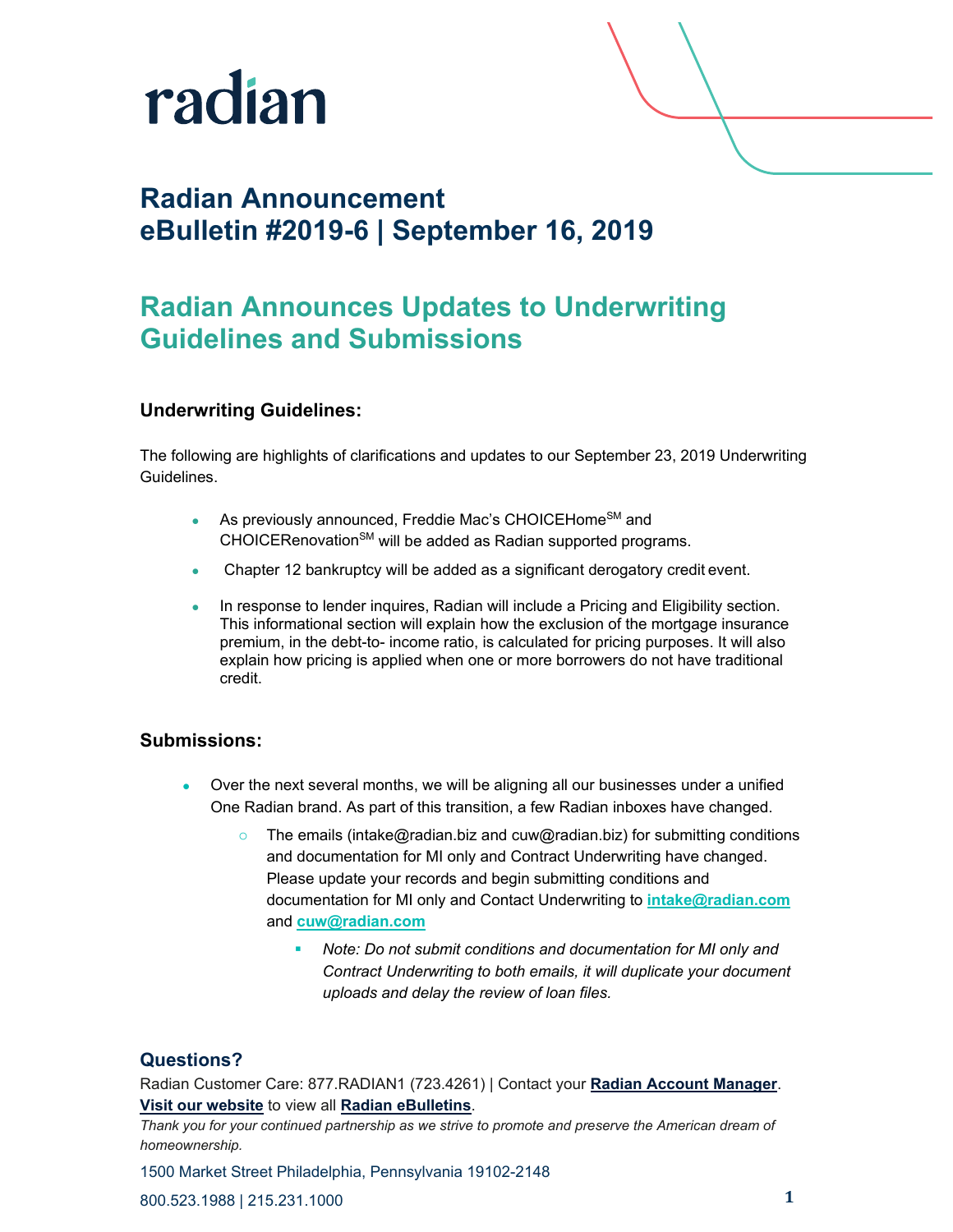radian

# Radian Announcement
# eBulletin #2019-6 | September 16, 2019

## Radian Announces Updates to Underwriting Guidelines and Submissions

### Underwriting Guidelines:

The following are highlights of clarifications and updates to our September 23, 2019 Underwriting Guidelines.

- As previously announced, Freddie Mac's CHOICEHome℠ and CHOICERenovation℠ will be added as Radian supported programs.
- Chapter 12 bankruptcy will be added as a significant derogatory credit event.
- In response to lender inquires, Radian will include a Pricing and Eligibility section. This informational section will explain how the exclusion of the mortgage insurance premium, in the debt-to- income ratio, is calculated for pricing purposes. It will also explain how pricing is applied when one or more borrowers do not have traditional credit.

### Submissions:

- Over the next several months, we will be aligning all our businesses under a unified One Radian brand. As part of this transition, a few Radian inboxes have changed.
  - The emails (intake@radian.biz and cuw@radian.biz) for submitting conditions and documentation for MI only and Contract Underwriting have changed. Please update your records and begin submitting conditions and documentation for MI only and Contact Underwriting to **intake@radian.com** and **cuw@radian.com**
    - *Note: Do not submit conditions and documentation for MI only and Contract Underwriting to both emails, it will duplicate your document uploads and delay the review of loan files.*

### Questions?

Radian Customer Care: 877.RADIAN1 (723.4261) | Contact your **Radian Account Manager**.
**Visit our website** to view all **Radian eBulletins**.

*Thank you for your continued partnership as we strive to promote and preserve the American dream of homeownership.*

1500 Market Street Philadelphia, Pennsylvania 19102-2148

800.523.1988 | 215.231.1000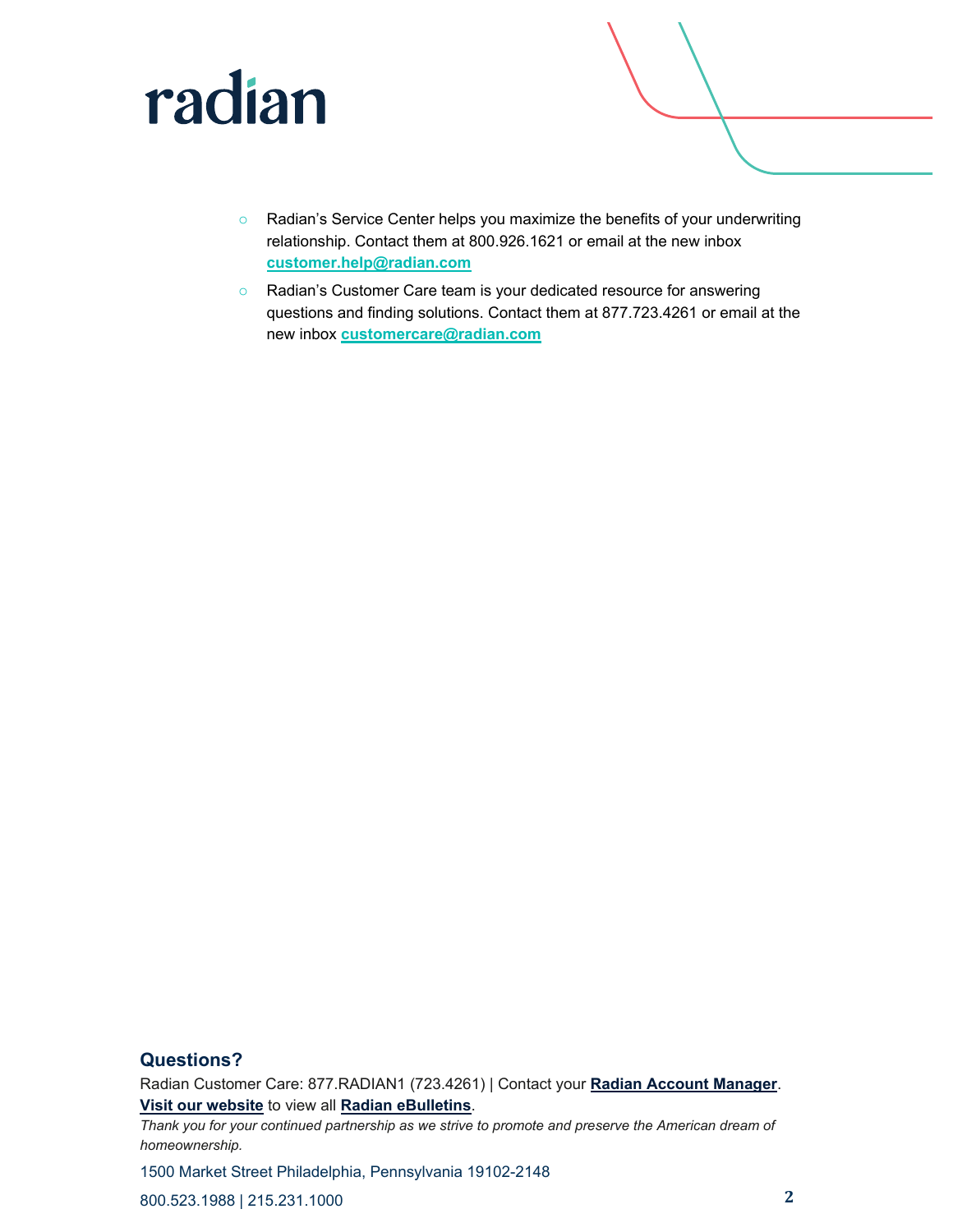- Radian's Service Center helps you maximize the benefits of your underwriting relationship. Contact them at 800.926.1621 or email at the new inbox **customer.help@radian.com**
- Radian's Customer Care team is your dedicated resource for answering questions and finding solutions. Contact them at 877.723.4261 or email at the new inbox **customercare@radian.com**

### Questions?

Radian Customer Care: 877.RADIAN1 (723.4261) | Contact your **Radian Account Manager**.
**Visit our website** to view all **Radian eBulletins**.

*Thank you for your continued partnership as we strive to promote and preserve the American dream of homeownership.*

1500 Market Street Philadelphia, Pennsylvania 19102-2148

800.523.1988 | 215.231.1000